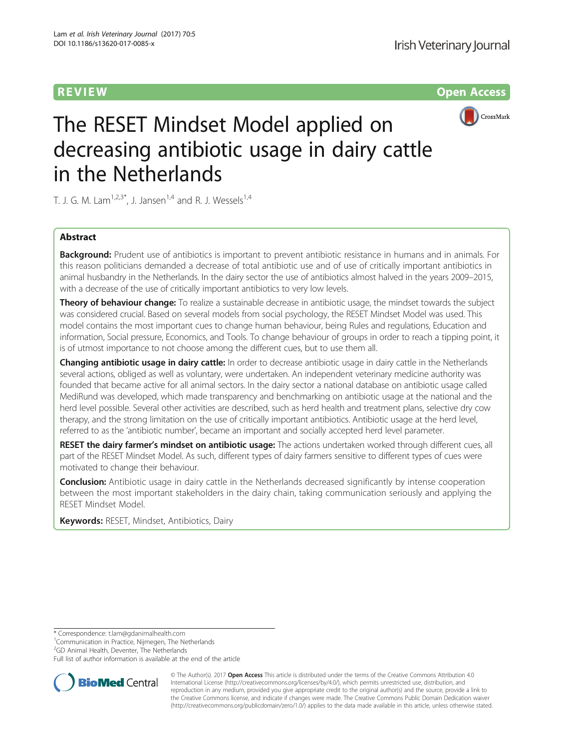REVIEW

Open Access

# The RESET Mindset Model applied on decreasing antibiotic usage in dairy cattle in the Netherlands

T. J. G. M. Lam[1,2,3*], J. Jansen[1,4] and R. J. Wessels[1,4]

## Abstract

**Background:** Prudent use of antibiotics is important to prevent antibiotic resistance in humans and in animals. For this reason politicians demanded a decrease of total antibiotic use and of use of critically important antibiotics in animal husbandry in the Netherlands. In the dairy sector the use of antibiotics almost halved in the years 2009–2015, with a decrease of the use of critically important antibiotics to very low levels.

**Theory of behaviour change:** To realize a sustainable decrease in antibiotic usage, the mindset towards the subject was considered crucial. Based on several models from social psychology, the RESET Mindset Model was used. This model contains the most important cues to change human behaviour, being Rules and regulations, Education and information, Social pressure, Economics, and Tools. To change behaviour of groups in order to reach a tipping point, it is of utmost importance to not choose among the different cues, but to use them all.

**Changing antibiotic usage in dairy cattle:** In order to decrease antibiotic usage in dairy cattle in the Netherlands several actions, obliged as well as voluntary, were undertaken. An independent veterinary medicine authority was founded that became active for all animal sectors. In the dairy sector a national database on antibiotic usage called MediRund was developed, which made transparency and benchmarking on antibiotic usage at the national and the herd level possible. Several other activities are described, such as herd health and treatment plans, selective dry cow therapy, and the strong limitation on the use of critically important antibiotics. Antibiotic usage at the herd level, referred to as the 'antibiotic number', became an important and socially accepted herd level parameter.

**RESET the dairy farmer's mindset on antibiotic usage:** The actions undertaken worked through different cues, all part of the RESET Mindset Model. As such, different types of dairy farmers sensitive to different types of cues were motivated to change their behaviour.

**Conclusion:** Antibiotic usage in dairy cattle in the Netherlands decreased significantly by intense cooperation between the most important stakeholders in the dairy chain, taking communication seriously and applying the RESET Mindset Model.

**Keywords:** RESET, Mindset, Antibiotics, Dairy

\* Correspondence: t.lam@gdanimalhealth.com

[1]Communication in Practice, Nijmegen, The Netherlands

[2]GD Animal Health, Deventer, The Netherlands

Full list of author information is available at the end of the article

© The Author(s). 2017 **Open Access** This article is distributed under the terms of the Creative Commons Attribution 4.0 International License (http://creativecommons.org/licenses/by/4.0/), which permits unrestricted use, distribution, and reproduction in any medium, provided you give appropriate credit to the original author(s) and the source, provide a link to the Creative Commons license, and indicate if changes were made. The Creative Commons Public Domain Dedication waiver (http://creativecommons.org/publicdomain/zero/1.0/) applies to the data made available in this article, unless otherwise stated.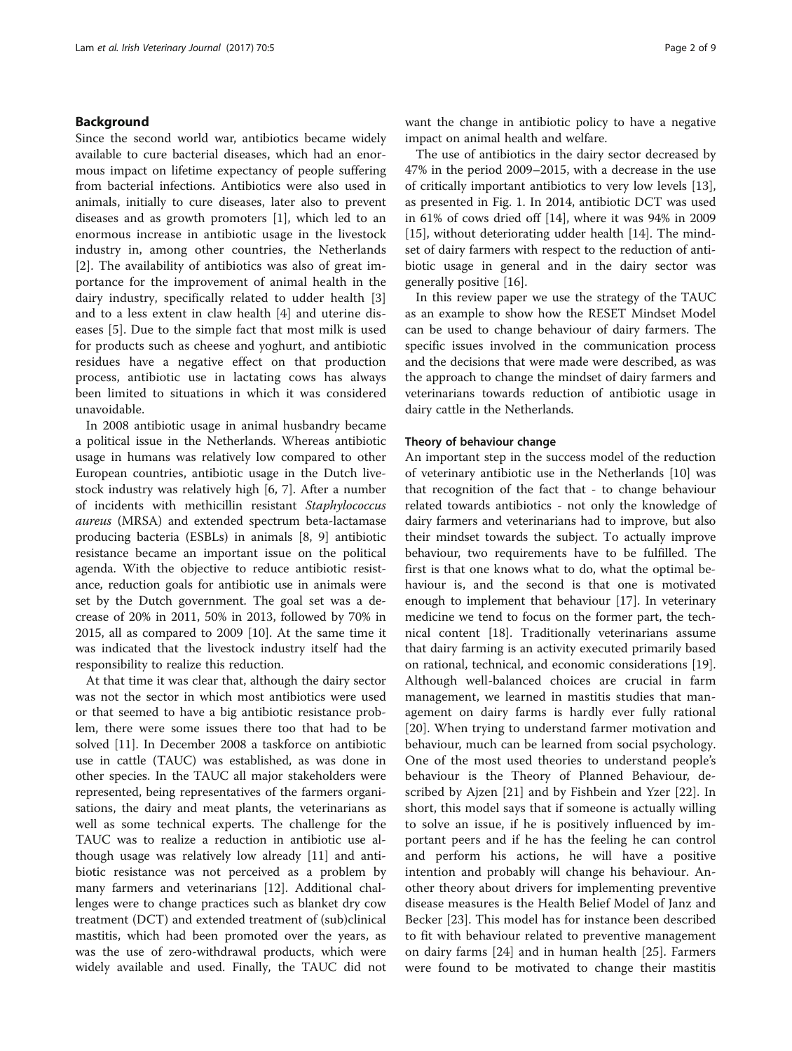## Background

Since the second world war, antibiotics became widely available to cure bacterial diseases, which had an enormous impact on lifetime expectancy of people suffering from bacterial infections. Antibiotics were also used in animals, initially to cure diseases, later also to prevent diseases and as growth promoters [1], which led to an enormous increase in antibiotic usage in the livestock industry in, among other countries, the Netherlands [2]. The availability of antibiotics was also of great importance for the improvement of animal health in the dairy industry, specifically related to udder health [3] and to a less extent in claw health [4] and uterine diseases [5]. Due to the simple fact that most milk is used for products such as cheese and yoghurt, and antibiotic residues have a negative effect on that production process, antibiotic use in lactating cows has always been limited to situations in which it was considered unavoidable.

In 2008 antibiotic usage in animal husbandry became a political issue in the Netherlands. Whereas antibiotic usage in humans was relatively low compared to other European countries, antibiotic usage in the Dutch livestock industry was relatively high [6, 7]. After a number of incidents with methicillin resistant *Staphylococcus aureus* (MRSA) and extended spectrum beta-lactamase producing bacteria (ESBLs) in animals [8, 9] antibiotic resistance became an important issue on the political agenda. With the objective to reduce antibiotic resistance, reduction goals for antibiotic use in animals were set by the Dutch government. The goal set was a decrease of 20% in 2011, 50% in 2013, followed by 70% in 2015, all as compared to 2009 [10]. At the same time it was indicated that the livestock industry itself had the responsibility to realize this reduction.

At that time it was clear that, although the dairy sector was not the sector in which most antibiotics were used or that seemed to have a big antibiotic resistance problem, there were some issues there too that had to be solved [11]. In December 2008 a taskforce on antibiotic use in cattle (TAUC) was established, as was done in other species. In the TAUC all major stakeholders were represented, being representatives of the farmers organisations, the dairy and meat plants, the veterinarians as well as some technical experts. The challenge for the TAUC was to realize a reduction in antibiotic use although usage was relatively low already [11] and antibiotic resistance was not perceived as a problem by many farmers and veterinarians [12]. Additional challenges were to change practices such as blanket dry cow treatment (DCT) and extended treatment of (sub)clinical mastitis, which had been promoted over the years, as was the use of zero-withdrawal products, which were widely available and used. Finally, the TAUC did not want the change in antibiotic policy to have a negative impact on animal health and welfare.

The use of antibiotics in the dairy sector decreased by 47% in the period 2009–2015, with a decrease in the use of critically important antibiotics to very low levels [13], as presented in Fig. 1. In 2014, antibiotic DCT was used in 61% of cows dried off [14], where it was 94% in 2009 [15], without deteriorating udder health [14]. The mindset of dairy farmers with respect to the reduction of antibiotic usage in general and in the dairy sector was generally positive [16].

In this review paper we use the strategy of the TAUC as an example to show how the RESET Mindset Model can be used to change behaviour of dairy farmers. The specific issues involved in the communication process and the decisions that were made were described, as was the approach to change the mindset of dairy farmers and veterinarians towards reduction of antibiotic usage in dairy cattle in the Netherlands.

### Theory of behaviour change

An important step in the success model of the reduction of veterinary antibiotic use in the Netherlands [10] was that recognition of the fact that - to change behaviour related towards antibiotics - not only the knowledge of dairy farmers and veterinarians had to improve, but also their mindset towards the subject. To actually improve behaviour, two requirements have to be fulfilled. The first is that one knows what to do, what the optimal behaviour is, and the second is that one is motivated enough to implement that behaviour [17]. In veterinary medicine we tend to focus on the former part, the technical content [18]. Traditionally veterinarians assume that dairy farming is an activity executed primarily based on rational, technical, and economic considerations [19]. Although well-balanced choices are crucial in farm management, we learned in mastitis studies that management on dairy farms is hardly ever fully rational [20]. When trying to understand farmer motivation and behaviour, much can be learned from social psychology. One of the most used theories to understand people's behaviour is the Theory of Planned Behaviour, described by Ajzen [21] and by Fishbein and Yzer [22]. In short, this model says that if someone is actually willing to solve an issue, if he is positively influenced by important peers and if he has the feeling he can control and perform his actions, he will have a positive intention and probably will change his behaviour. Another theory about drivers for implementing preventive disease measures is the Health Belief Model of Janz and Becker [23]. This model has for instance been described to fit with behaviour related to preventive management on dairy farms [24] and in human health [25]. Farmers were found to be motivated to change their mastitis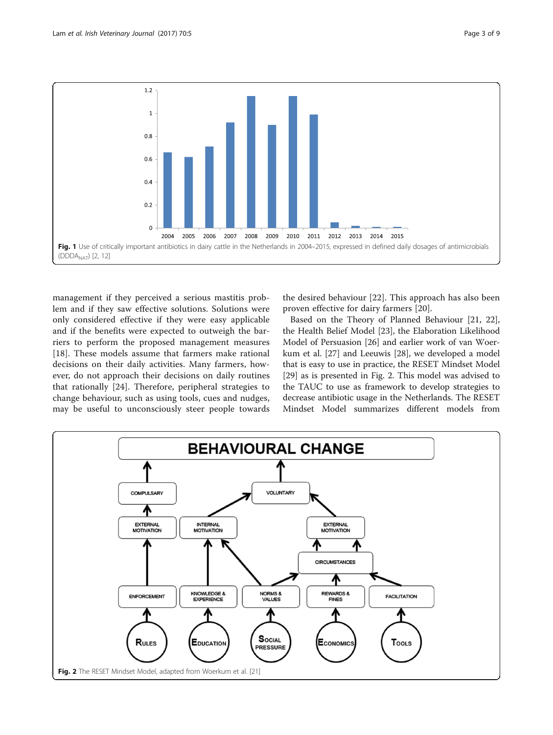Fig. 1 Use of critically important antibiotics in dairy cattle in the Netherlands in 2004–2015, expressed in defined daily dosages of antimicrobials ($DDDA_{NAT}$) [2, 12]

management if they perceived a serious mastitis problem and if they saw effective solutions. Solutions were only considered effective if they were easy applicable and if the benefits were expected to outweigh the barriers to perform the proposed management measures [18]. These models assume that farmers make rational decisions on their daily activities. Many farmers, however, do not approach their decisions on daily routines that rationally [24]. Therefore, peripheral strategies to change behaviour, such as using tools, cues and nudges, may be useful to unconsciously steer people towards the desired behaviour [22]. This approach has also been proven effective for dairy farmers [20].

Based on the Theory of Planned Behaviour [21, 22], the Health Belief Model [23], the Elaboration Likelihood Model of Persuasion [26] and earlier work of van Woerkum et al. [27] and Leeuwis [28], we developed a model that is easy to use in practice, the RESET Mindset Model [29] as is presented in Fig. 2. This model was advised to the TAUC to use as framework to develop strategies to decrease antibiotic usage in the Netherlands. The RESET Mindset Model summarizes different models from

Fig. 2 The RESET Mindset Model, adapted from Woerkum et al. [21]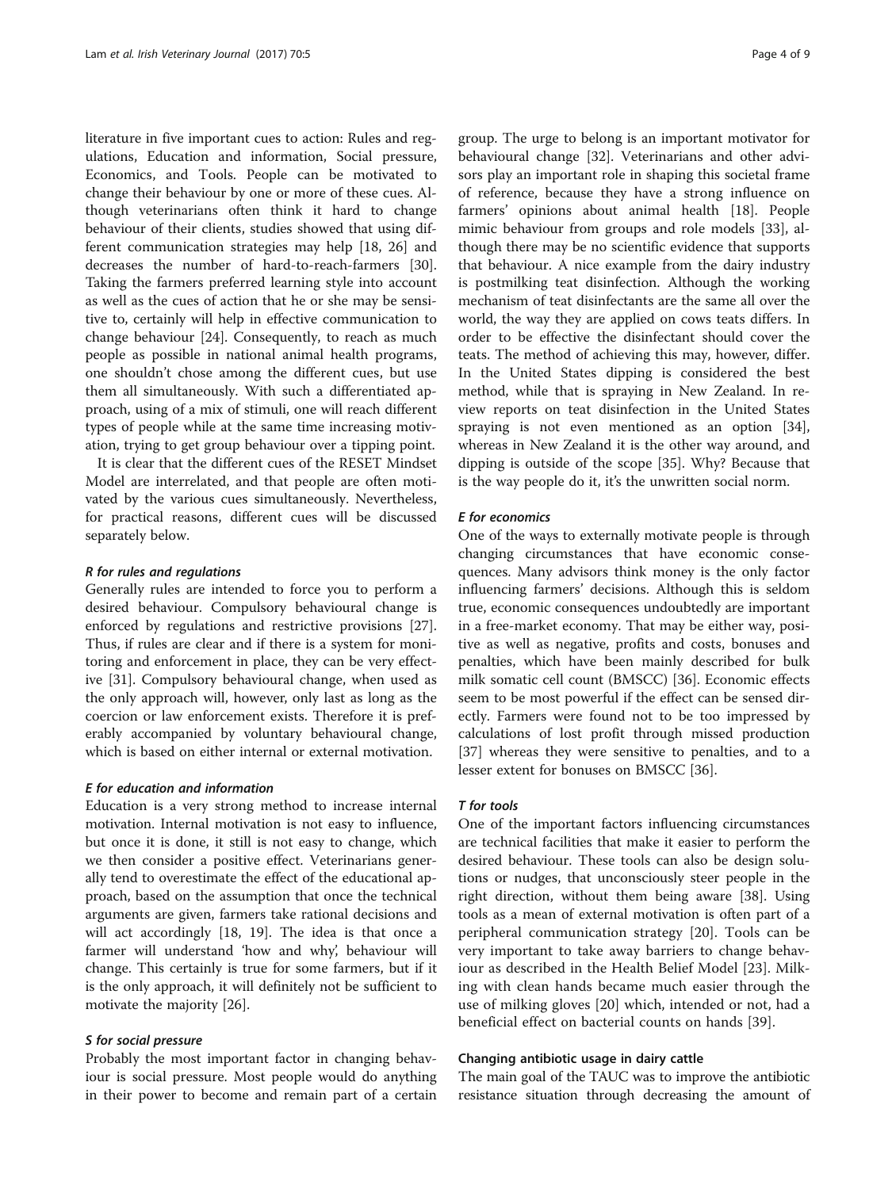literature in five important cues to action: Rules and regulations, Education and information, Social pressure, Economics, and Tools. People can be motivated to change their behaviour by one or more of these cues. Although veterinarians often think it hard to change behaviour of their clients, studies showed that using different communication strategies may help [18, 26] and decreases the number of hard-to-reach-farmers [30]. Taking the farmers preferred learning style into account as well as the cues of action that he or she may be sensitive to, certainly will help in effective communication to change behaviour [24]. Consequently, to reach as much people as possible in national animal health programs, one shouldn't chose among the different cues, but use them all simultaneously. With such a differentiated approach, using of a mix of stimuli, one will reach different types of people while at the same time increasing motivation, trying to get group behaviour over a tipping point.

It is clear that the different cues of the RESET Mindset Model are interrelated, and that people are often motivated by the various cues simultaneously. Nevertheless, for practical reasons, different cues will be discussed separately below.

#### *R for rules and regulations*

Generally rules are intended to force you to perform a desired behaviour. Compulsory behavioural change is enforced by regulations and restrictive provisions [27]. Thus, if rules are clear and if there is a system for monitoring and enforcement in place, they can be very effective [31]. Compulsory behavioural change, when used as the only approach will, however, only last as long as the coercion or law enforcement exists. Therefore it is preferably accompanied by voluntary behavioural change, which is based on either internal or external motivation.

#### *E for education and information*

Education is a very strong method to increase internal motivation. Internal motivation is not easy to influence, but once it is done, it still is not easy to change, which we then consider a positive effect. Veterinarians generally tend to overestimate the effect of the educational approach, based on the assumption that once the technical arguments are given, farmers take rational decisions and will act accordingly [18, 19]. The idea is that once a farmer will understand 'how and why', behaviour will change. This certainly is true for some farmers, but if it is the only approach, it will definitely not be sufficient to motivate the majority [26].

#### *S for social pressure*

Probably the most important factor in changing behaviour is social pressure. Most people would do anything in their power to become and remain part of a certain group. The urge to belong is an important motivator for behavioural change [32]. Veterinarians and other advisors play an important role in shaping this societal frame of reference, because they have a strong influence on farmers' opinions about animal health [18]. People mimic behaviour from groups and role models [33], although there may be no scientific evidence that supports that behaviour. A nice example from the dairy industry is postmilking teat disinfection. Although the working mechanism of teat disinfectants are the same all over the world, the way they are applied on cows teats differs. In order to be effective the disinfectant should cover the teats. The method of achieving this may, however, differ. In the United States dipping is considered the best method, while that is spraying in New Zealand. In review reports on teat disinfection in the United States spraying is not even mentioned as an option [34], whereas in New Zealand it is the other way around, and dipping is outside of the scope [35]. Why? Because that is the way people do it, it's the unwritten social norm.

#### *E for economics*

One of the ways to externally motivate people is through changing circumstances that have economic consequences. Many advisors think money is the only factor influencing farmers' decisions. Although this is seldom true, economic consequences undoubtedly are important in a free-market economy. That may be either way, positive as well as negative, profits and costs, bonuses and penalties, which have been mainly described for bulk milk somatic cell count (BMSCC) [36]. Economic effects seem to be most powerful if the effect can be sensed directly. Farmers were found not to be too impressed by calculations of lost profit through missed production [37] whereas they were sensitive to penalties, and to a lesser extent for bonuses on BMSCC [36].

#### *T for tools*

One of the important factors influencing circumstances are technical facilities that make it easier to perform the desired behaviour. These tools can also be design solutions or nudges, that unconsciously steer people in the right direction, without them being aware [38]. Using tools as a mean of external motivation is often part of a peripheral communication strategy [20]. Tools can be very important to take away barriers to change behaviour as described in the Health Belief Model [23]. Milking with clean hands became much easier through the use of milking gloves [20] which, intended or not, had a beneficial effect on bacterial counts on hands [39].

### Changing antibiotic usage in dairy cattle

The main goal of the TAUC was to improve the antibiotic resistance situation through decreasing the amount of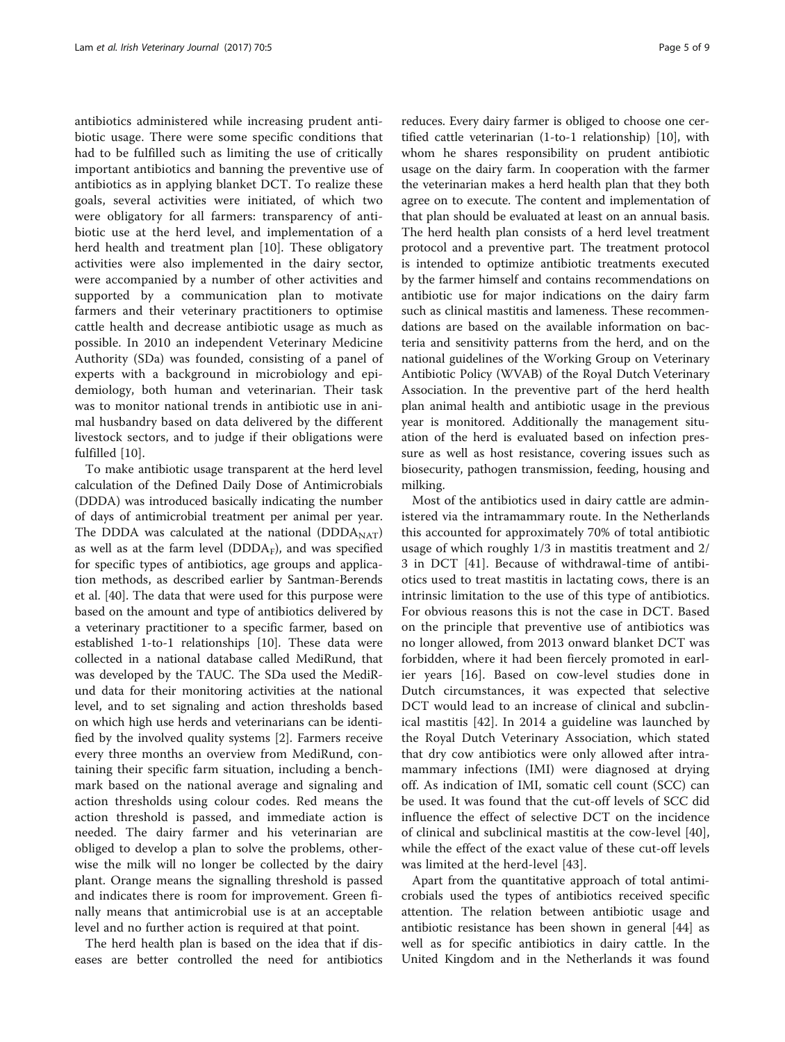antibiotics administered while increasing prudent antibiotic usage. There were some specific conditions that had to be fulfilled such as limiting the use of critically important antibiotics and banning the preventive use of antibiotics as in applying blanket DCT. To realize these goals, several activities were initiated, of which two were obligatory for all farmers: transparency of antibiotic use at the herd level, and implementation of a herd health and treatment plan [10]. These obligatory activities were also implemented in the dairy sector, were accompanied by a number of other activities and supported by a communication plan to motivate farmers and their veterinary practitioners to optimise cattle health and decrease antibiotic usage as much as possible. In 2010 an independent Veterinary Medicine Authority (SDa) was founded, consisting of a panel of experts with a background in microbiology and epidemiology, both human and veterinarian. Their task was to monitor national trends in antibiotic use in animal husbandry based on data delivered by the different livestock sectors, and to judge if their obligations were fulfilled [10].

To make antibiotic usage transparent at the herd level calculation of the Defined Daily Dose of Antimicrobials (DDDA) was introduced basically indicating the number of days of antimicrobial treatment per animal per year. The DDDA was calculated at the national ($DDDA_{NAT}$) as well as at the farm level ($DDDA_F$), and was specified for specific types of antibiotics, age groups and application methods, as described earlier by Santman-Berends et al. [40]. The data that were used for this purpose were based on the amount and type of antibiotics delivered by a veterinary practitioner to a specific farmer, based on established 1-to-1 relationships [10]. These data were collected in a national database called MediRund, that was developed by the TAUC. The SDa used the MediRund data for their monitoring activities at the national level, and to set signaling and action thresholds based on which high use herds and veterinarians can be identified by the involved quality systems [2]. Farmers receive every three months an overview from MediRund, containing their specific farm situation, including a benchmark based on the national average and signaling and action thresholds using colour codes. Red means the action threshold is passed, and immediate action is needed. The dairy farmer and his veterinarian are obliged to develop a plan to solve the problems, otherwise the milk will no longer be collected by the dairy plant. Orange means the signalling threshold is passed and indicates there is room for improvement. Green finally means that antimicrobial use is at an acceptable level and no further action is required at that point.

The herd health plan is based on the idea that if diseases are better controlled the need for antibiotics reduces. Every dairy farmer is obliged to choose one certified cattle veterinarian (1-to-1 relationship) [10], with whom he shares responsibility on prudent antibiotic usage on the dairy farm. In cooperation with the farmer the veterinarian makes a herd health plan that they both agree on to execute. The content and implementation of that plan should be evaluated at least on an annual basis. The herd health plan consists of a herd level treatment protocol and a preventive part. The treatment protocol is intended to optimize antibiotic treatments executed by the farmer himself and contains recommendations on antibiotic use for major indications on the dairy farm such as clinical mastitis and lameness. These recommendations are based on the available information on bacteria and sensitivity patterns from the herd, and on the national guidelines of the Working Group on Veterinary Antibiotic Policy (WVAB) of the Royal Dutch Veterinary Association. In the preventive part of the herd health plan animal health and antibiotic usage in the previous year is monitored. Additionally the management situation of the herd is evaluated based on infection pressure as well as host resistance, covering issues such as biosecurity, pathogen transmission, feeding, housing and milking.

Most of the antibiotics used in dairy cattle are administered via the intramammary route. In the Netherlands this accounted for approximately 70% of total antibiotic usage of which roughly 1/3 in mastitis treatment and 2/3 in DCT [41]. Because of withdrawal-time of antibiotics used to treat mastitis in lactating cows, there is an intrinsic limitation to the use of this type of antibiotics. For obvious reasons this is not the case in DCT. Based on the principle that preventive use of antibiotics was no longer allowed, from 2013 onward blanket DCT was forbidden, where it had been fiercely promoted in earlier years [16]. Based on cow-level studies done in Dutch circumstances, it was expected that selective DCT would lead to an increase of clinical and subclinical mastitis [42]. In 2014 a guideline was launched by the Royal Dutch Veterinary Association, which stated that dry cow antibiotics were only allowed after intramammary infections (IMI) were diagnosed at drying off. As indication of IMI, somatic cell count (SCC) can be used. It was found that the cut-off levels of SCC did influence the effect of selective DCT on the incidence of clinical and subclinical mastitis at the cow-level [40], while the effect of the exact value of these cut-off levels was limited at the herd-level [43].

Apart from the quantitative approach of total antimicrobials used the types of antibiotics received specific attention. The relation between antibiotic usage and antibiotic resistance has been shown in general [44] as well as for specific antibiotics in dairy cattle. In the United Kingdom and in the Netherlands it was found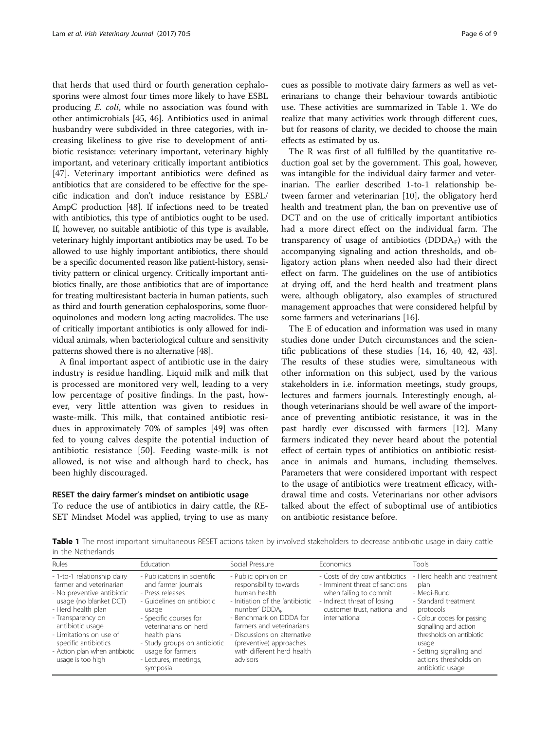that herds that used third or fourth generation cephalosporins were almost four times more likely to have ESBL producing *E. coli*, while no association was found with other antimicrobials [45, 46]. Antibiotics used in animal husbandry were subdivided in three categories, with increasing likeliness to give rise to development of antibiotic resistance: veterinary important, veterinary highly important, and veterinary critically important antibiotics [47]. Veterinary important antibiotics were defined as antibiotics that are considered to be effective for the specific indication and don't induce resistance by ESBL/AmpC production [48]. If infections need to be treated with antibiotics, this type of antibiotics ought to be used. If, however, no suitable antibiotic of this type is available, veterinary highly important antibiotics may be used. To be allowed to use highly important antibiotics, there should be a specific documented reason like patient-history, sensitivity pattern or clinical urgency. Critically important antibiotics finally, are those antibiotics that are of importance for treating multiresistant bacteria in human patients, such as third and fourth generation cephalosporins, some fluoroquinolones and modern long acting macrolides. The use of critically important antibiotics is only allowed for individual animals, when bacteriological culture and sensitivity patterns showed there is no alternative [48].

A final important aspect of antibiotic use in the dairy industry is residue handling. Liquid milk and milk that is processed are monitored very well, leading to a very low percentage of positive findings. In the past, however, very little attention was given to residues in waste-milk. This milk, that contained antibiotic residues in approximately 70% of samples [49] was often fed to young calves despite the potential induction of antibiotic resistance [50]. Feeding waste-milk is not allowed, is not wise and although hard to check, has been highly discouraged.

## RESET the dairy farmer's mindset on antibiotic usage

To reduce the use of antibiotics in dairy cattle, the RESET Mindset Model was applied, trying to use as many cues as possible to motivate dairy farmers as well as veterinarians to change their behaviour towards antibiotic use. These activities are summarized in Table 1. We do realize that many activities work through different cues, but for reasons of clarity, we decided to choose the main effects as estimated by us.

The R was first of all fulfilled by the quantitative reduction goal set by the government. This goal, however, was intangible for the individual dairy farmer and veterinarian. The earlier described 1-to-1 relationship between farmer and veterinarian [10], the obligatory herd health and treatment plan, the ban on preventive use of DCT and on the use of critically important antibiotics had a more direct effect on the individual farm. The transparency of usage of antibiotics ($DDDA_F$) with the accompanying signaling and action thresholds, and obligatory action plans when needed also had their direct effect on farm. The guidelines on the use of antibiotics at drying off, and the herd health and treatment plans were, although obligatory, also examples of structured management approaches that were considered helpful by some farmers and veterinarians [16].

The E of education and information was used in many studies done under Dutch circumstances and the scientific publications of these studies [14, 16, 40, 42, 43]. The results of these studies were, simultaneous with other information on this subject, used by the various stakeholders in i.e. information meetings, study groups, lectures and farmers journals. Interestingly enough, although veterinarians should be well aware of the importance of preventing antibiotic resistance, it was in the past hardly ever discussed with farmers [12]. Many farmers indicated they never heard about the potential effect of certain types of antibiotics on antibiotic resistance in animals and humans, including themselves. Parameters that were considered important with respect to the usage of antibiotics were treatment efficacy, withdrawal time and costs. Veterinarians nor other advisors talked about the effect of suboptimal use of antibiotics on antibiotic resistance before.

**Table 1** The most important simultaneous RESET actions taken by involved stakeholders to decrease antibiotic usage in dairy cattle in the Netherlands

| Rules | Education | Social Pressure | Economics | Tools |
|---|---|---|---|---|
| - 1-to-1 relationship dairy farmer and veterinarian<br>- No preventive antibiotic usage (no blanket DCT)<br>- Herd health plan<br>- Transparency on antibiotic usage<br>- Limitations on use of specific antibiotics<br>- Action plan when antibiotic usage is too high | - Publications in scientific and farmer journals<br>- Press releases<br>- Guidelines on antibiotic usage<br>- Specific courses for veterinarians on herd health plans<br>- Study groups on antibiotic usage for farmers<br>- Lectures, meetings, symposia | - Public opinion on responsibility towards human health<br>- Initiation of the 'antibiotic number' $DDDA_F$<br>- Benchmark on DDDA for farmers and veterinarians<br>- Discussions on alternative (preventive) approaches with different herd health advisors | - Costs of dry cow antibiotics<br>- Imminent threat of sanctions when failing to commit<br>- Indirect threat of losing customer trust, national and international | - Herd health and treatment plan<br>- Medi-Rund<br>- Standard treatment protocols<br>- Colour codes for passing signalling and action thresholds on antibiotic usage<br>- Setting signalling and actions thresholds on antibiotic usage |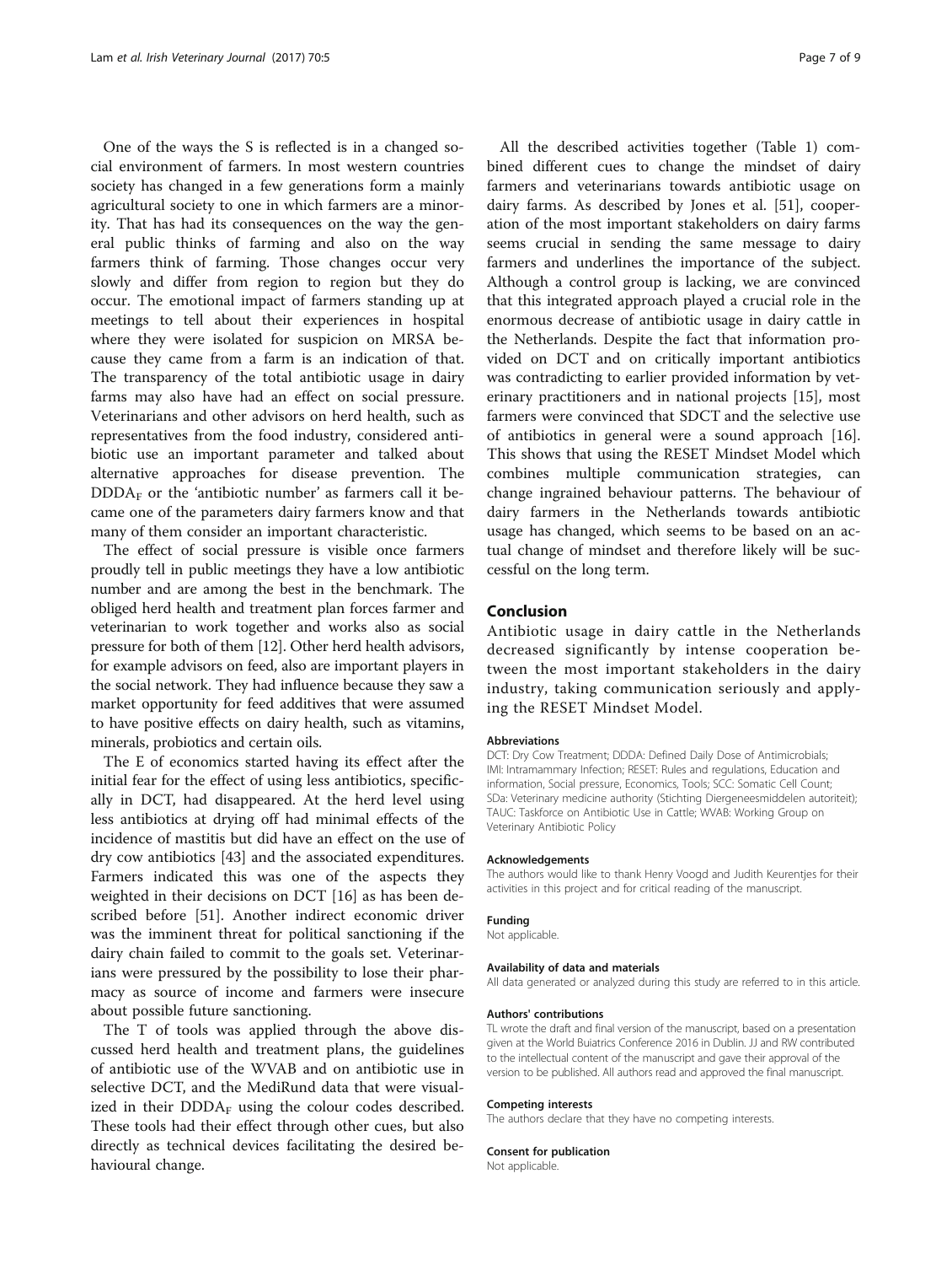One of the ways the S is reflected is in a changed social environment of farmers. In most western countries society has changed in a few generations form a mainly agricultural society to one in which farmers are a minority. That has had its consequences on the way the general public thinks of farming and also on the way farmers think of farming. Those changes occur very slowly and differ from region to region but they do occur. The emotional impact of farmers standing up at meetings to tell about their experiences in hospital where they were isolated for suspicion on MRSA because they came from a farm is an indication of that. The transparency of the total antibiotic usage in dairy farms may also have had an effect on social pressure. Veterinarians and other advisors on herd health, such as representatives from the food industry, considered antibiotic use an important parameter and talked about alternative approaches for disease prevention. The $DDDA_F$ or the 'antibiotic number' as farmers call it became one of the parameters dairy farmers know and that many of them consider an important characteristic.

The effect of social pressure is visible once farmers proudly tell in public meetings they have a low antibiotic number and are among the best in the benchmark. The obliged herd health and treatment plan forces farmer and veterinarian to work together and works also as social pressure for both of them [12]. Other herd health advisors, for example advisors on feed, also are important players in the social network. They had influence because they saw a market opportunity for feed additives that were assumed to have positive effects on dairy health, such as vitamins, minerals, probiotics and certain oils.

The E of economics started having its effect after the initial fear for the effect of using less antibiotics, specifically in DCT, had disappeared. At the herd level using less antibiotics at drying off had minimal effects of the incidence of mastitis but did have an effect on the use of dry cow antibiotics [43] and the associated expenditures. Farmers indicated this was one of the aspects they weighted in their decisions on DCT [16] as has been described before [51]. Another indirect economic driver was the imminent threat for political sanctioning if the dairy chain failed to commit to the goals set. Veterinarians were pressured by the possibility to lose their pharmacy as source of income and farmers were insecure about possible future sanctioning.

The T of tools was applied through the above discussed herd health and treatment plans, the guidelines of antibiotic use of the WVAB and on antibiotic use in selective DCT, and the MediRund data that were visualized in their $DDDA_F$ using the colour codes described. These tools had their effect through other cues, but also directly as technical devices facilitating the desired behavioural change.

All the described activities together (Table 1) combined different cues to change the mindset of dairy farmers and veterinarians towards antibiotic usage on dairy farms. As described by Jones et al. [51], cooperation of the most important stakeholders on dairy farms seems crucial in sending the same message to dairy farmers and underlines the importance of the subject. Although a control group is lacking, we are convinced that this integrated approach played a crucial role in the enormous decrease of antibiotic usage in dairy cattle in the Netherlands. Despite the fact that information provided on DCT and on critically important antibiotics was contradicting to earlier provided information by veterinary practitioners and in national projects [15], most farmers were convinced that SDCT and the selective use of antibiotics in general were a sound approach [16]. This shows that using the RESET Mindset Model which combines multiple communication strategies, can change ingrained behaviour patterns. The behaviour of dairy farmers in the Netherlands towards antibiotic usage has changed, which seems to be based on an actual change of mindset and therefore likely will be successful on the long term.

## Conclusion

Antibiotic usage in dairy cattle in the Netherlands decreased significantly by intense cooperation between the most important stakeholders in the dairy industry, taking communication seriously and applying the RESET Mindset Model.

#### Abbreviations

DCT: Dry Cow Treatment; DDDA: Defined Daily Dose of Antimicrobials; IMI: Intramammary Infection; RESET: Rules and regulations, Education and information, Social pressure, Economics, Tools; SCC: Somatic Cell Count; SDa: Veterinary medicine authority (Stichting Diergeneesmiddelen autoriteit); TAUC: Taskforce on Antibiotic Use in Cattle; WVAB: Working Group on Veterinary Antibiotic Policy

#### Acknowledgements

The authors would like to thank Henry Voogd and Judith Keurentjes for their activities in this project and for critical reading of the manuscript.

#### Funding

Not applicable.

#### Availability of data and materials

All data generated or analyzed during this study are referred to in this article.

#### Authors' contributions

TL wrote the draft and final version of the manuscript, based on a presentation given at the World Buiatrics Conference 2016 in Dublin. JJ and RW contributed to the intellectual content of the manuscript and gave their approval of the version to be published. All authors read and approved the final manuscript.

#### Competing interests

The authors declare that they have no competing interests.

#### Consent for publication

Not applicable.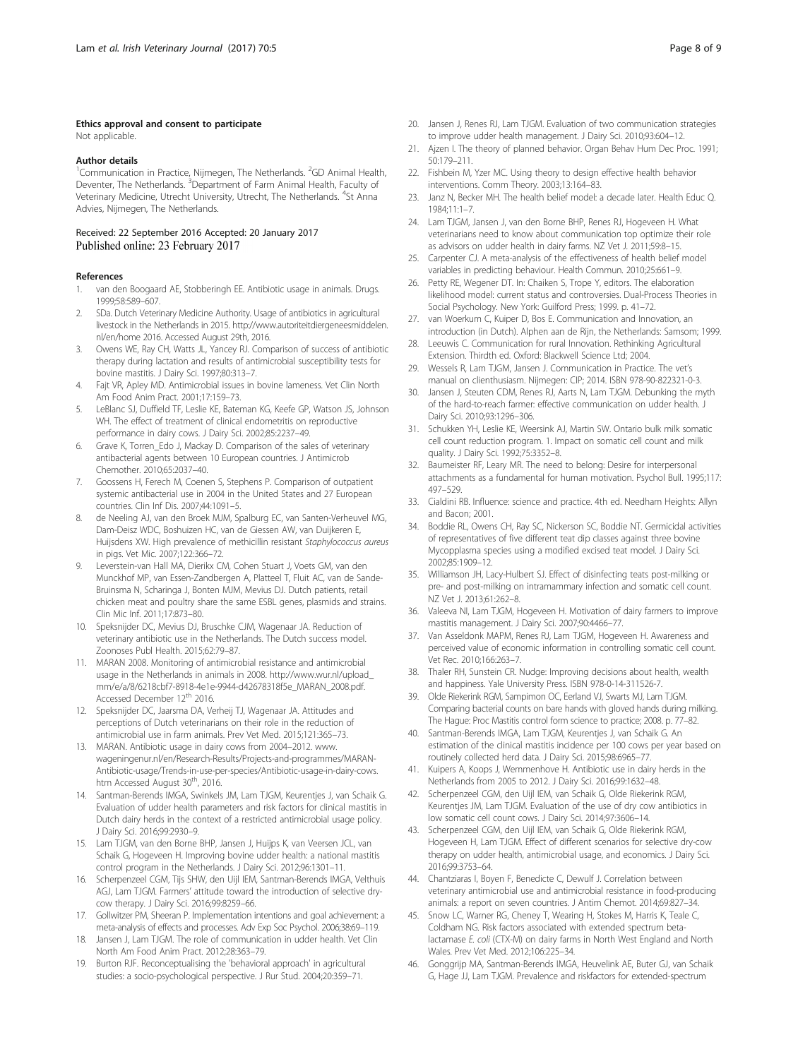#### Ethics approval and consent to participate

Not applicable.

#### Author details

[1]Communication in Practice, Nijmegen, The Netherlands. [2]GD Animal Health, Deventer, The Netherlands. [3]Department of Farm Animal Health, Faculty of Veterinary Medicine, Utrecht University, Utrecht, The Netherlands. [4]St Anna Advies, Nijmegen, The Netherlands.

Received: 22 September 2016 Accepted: 20 January 2017
Published online: 23 February 2017

#### References

1. van den Boogaard AE, Stobberingh EE. Antibiotic usage in animals. Drugs. 1999;58:589–607.
2. SDa. Dutch Veterinary Medicine Authority. Usage of antibiotics in agricultural livestock in the Netherlands in 2015. http://www.autoriteitdiergeneesmiddelen.nl/en/home 2016. Accessed August 29th, 2016.
3. Owens WE, Ray CH, Watts JL, Yancey RJ. Comparison of success of antibiotic therapy during lactation and results of antimicrobial susceptibility tests for bovine mastitis. J Dairy Sci. 1997;80:313–7.
4. Fajt VR, Apley MD. Antimicrobial issues in bovine lameness. Vet Clin North Am Food Anim Pract. 2001;17:159–73.
5. LeBlanc SJ, Duffield TF, Leslie KE, Bateman KG, Keefe GP, Watson JS, Johnson WH. The effect of treatment of clinical endometritis on reproductive performance in dairy cows. J Dairy Sci. 2002;85:2237–49.
6. Grave K, Torren_Edo J, Mackay D. Comparison of the sales of veterinary antibacterial agents between 10 European countries. J Antimicrob Chemother. 2010;65:2037–40.
7. Goossens H, Ferech M, Coenen S, Stephens P. Comparison of outpatient systemic antibacterial use in 2004 in the United States and 27 European countries. Clin Inf Dis. 2007;44:1091–5.
8. de Neeling AJ, van den Broek MJM, Spalburg EC, van Santen-Verheuvel MG, Dam-Deisz WDC, Boshuizen HC, van de Giessen AW, van Duijkeren E, Huijsdens XW. High prevalence of methicillin resistant *Staphylococcus aureus* in pigs. Vet Mic. 2007;122:366–72.
9. Leverstein-van Hall MA, Dierikx CM, Cohen Stuart J, Voets GM, van den Munckhof MP, van Essen-Zandbergen A, Platteel T, Fluit AC, van de Sande-Bruinsma N, Scharinga J, Bonten MJM, Mevius DJ. Dutch patients, retail chicken meat and poultry share the same ESBL genes, plasmids and strains. Clin Mic Inf. 2011;17:873–80.
10. Speksnijder DC, Mevius DJ, Bruschke CJM, Wagenaar JA. Reduction of veterinary antibiotic use in the Netherlands. The Dutch success model. Zoonoses Publ Health. 2015;62:79–87.
11. MARAN 2008. Monitoring of antimicrobial resistance and antimicrobial usage in the Netherlands in animals in 2008. http://www.wur.nl/upload_mm/e/a/8/6218cbf7-8918-4e1e-9944-d42678318f5e_MARAN_2008.pdf. Accessed December 12th 2016.
12. Speksnijder DC, Jaarsma DA, Verheij TJ, Wagenaar JA. Attitudes and perceptions of Dutch veterinarians on their role in the reduction of antimicrobial use in farm animals. Prev Vet Med. 2015;121:365–73.
13. MARAN. Antibiotic usage in dairy cows from 2004–2012. www.wageningenur.nl/en/Research-Results/Projects-and-programmes/MARAN-Antibiotic-usage/Trends-in-use-per-species/Antibiotic-usage-in-dairy-cows.htm Accessed August 30th, 2016.
14. Santman-Berends IMGA, Swinkels JM, Lam TJGM, Keurentjes J, van Schaik G. Evaluation of udder health parameters and risk factors for clinical mastitis in Dutch dairy herds in the context of a restricted antimicrobial usage policy. J Dairy Sci. 2016;99:2930–9.
15. Lam TJGM, van den Borne BHP, Jansen J, Huijps K, van Veersen JCL, van Schaik G, Hogeveen H. Improving bovine udder health: a national mastitis control program in the Netherlands. J Dairy Sci. 2012;96:1301–11.
16. Scherpenzeel CGM, Tijs SHW, den Uijl IEM, Santman-Berends IMGA, Velthuis AGJ, Lam TJGM. Farmers' attitude toward the introduction of selective dry-cow therapy. J Dairy Sci. 2016;99:8259–66.
17. Gollwitzer PM, Sheeran P. Implementation intentions and goal achievement: a meta-analysis of effects and processes. Adv Exp Soc Psychol. 2006;38:69–119.
18. Jansen J, Lam TJGM. The role of communication in udder health. Vet Clin North Am Food Anim Pract. 2012;28:363–79.
19. Burton RJF. Reconceptualising the 'behavioral approach' in agricultural studies: a socio-psychological perspective. J Rur Stud. 2004;20:359–71.
20. Jansen J, Renes RJ, Lam TJGM. Evaluation of two communication strategies to improve udder health management. J Dairy Sci. 2010;93:604–12.
21. Ajzen I. The theory of planned behavior. Organ Behav Hum Dec Proc. 1991; 50:179–211.
22. Fishbein M, Yzer MC. Using theory to design effective health behavior interventions. Comm Theory. 2003;13:164–83.
23. Janz N, Becker MH. The health belief model: a decade later. Health Educ Q. 1984;11:1–7.
24. Lam TJGM, Jansen J, van den Borne BHP, Renes RJ, Hogeveen H. What veterinarians need to know about communication top optimize their role as advisors on udder health in dairy farms. NZ Vet J. 2011;59:8–15.
25. Carpenter CJ. A meta-analysis of the effectiveness of health belief model variables in predicting behaviour. Health Commun. 2010;25:661–9.
26. Petty RE, Wegener DT. In: Chaiken S, Trope Y, editors. The elaboration likelihood model: current status and controversies. Dual-Process Theories in Social Psychology. New York: Guilford Press; 1999. p. 41–72.
27. van Woerkum C, Kuiper D, Bos E. Communication and Innovation, an introduction (in Dutch). Alphen aan de Rijn, the Netherlands: Samsom; 1999.
28. Leeuwis C. Communication for rural Innovation. Rethinking Agricultural Extension. Thirdth ed. Oxford: Blackwell Science Ltd; 2004.
29. Wessels R, Lam TJGM, Jansen J. Communication in Practice. The vet's manual on clienthusiasm. Nijmegen: CIP; 2014. ISBN 978-90-822321-0-3.
30. Jansen J, Steuten CDM, Renes RJ, Aarts N, Lam TJGM. Debunking the myth of the hard-to-reach farmer: effective communication on udder health. J Dairy Sci. 2010;93:1296–306.
31. Schukken YH, Leslie KE, Weersink AJ, Martin SW. Ontario bulk milk somatic cell count reduction program. 1. Impact on somatic cell count and milk quality. J Dairy Sci. 1992;75:3352–8.
32. Baumeister RF, Leary MR. The need to belong: Desire for interpersonal attachments as a fundamental for human motivation. Psychol Bull. 1995;117: 497–529.
33. Cialdini RB. Influence: science and practice. 4th ed. Needham Heights: Allyn and Bacon; 2001.
34. Boddie RL, Owens CH, Ray SC, Nickerson SC, Boddie NT. Germicidal activities of representatives of five different teat dip classes against three bovine Mycopplasma species using a modified excised teat model. J Dairy Sci. 2002;85:1909–12.
35. Williamson JH, Lacy-Hulbert SJ. Effect of disinfecting teats post-milking or pre- and post-milking on intramammary infection and somatic cell count. NZ Vet J. 2013;61:262–8.
36. Valeeva NI, Lam TJGM, Hogeveen H. Motivation of dairy farmers to improve mastitis management. J Dairy Sci. 2007;90:4466–77.
37. Van Asseldonk MAPM, Renes RJ, Lam TJGM, Hogeveen H. Awareness and perceived value of economic information in controlling somatic cell count. Vet Rec. 2010;166:263–7.
38. Thaler RH, Sunstein CR. Nudge: Improving decisions about health, wealth and happiness. Yale University Press. ISBN 978-0-14-311526-7.
39. Olde Riekerink RGM, Sampimon OC, Eerland VJ, Swarts MJ, Lam TJGM. Comparing bacterial counts on bare hands with gloved hands during milking. The Hague: Proc Mastitis control form science to practice; 2008. p. 77–82.
40. Santman-Berends IMGA, Lam TJGM, Keurentjes J, van Schaik G. An estimation of the clinical mastitis incidence per 100 cows per year based on routinely collected herd data. J Dairy Sci. 2015;98:6965–77.
41. Kuipers A, Koops J, Wemmenhove H. Antibiotic use in dairy herds in the Netherlands from 2005 to 2012. J Dairy Sci. 2016;99:1632–48.
42. Scherpenzeel CGM, den Uijl IEM, van Schaik G, Olde Riekerink RGM, Keurentjes JM, Lam TJGM. Evaluation of the use of dry cow antibiotics in low somatic cell count cows. J Dairy Sci. 2014;97:3606–14.
43. Scherpenzeel CGM, den Uijl IEM, van Schaik G, Olde Riekerink RGM, Hogeveen H, Lam TJGM. Effect of different scenarios for selective dry-cow therapy on udder health, antimicrobial usage, and economics. J Dairy Sci. 2016;99:3753–64.
44. Chantziaras I, Boyen F, Benedicte C, Dewulf J. Correlation between veterinary antimicrobial use and antimicrobial resistance in food-producing animals: a report on seven countries. J Antim Chemot. 2014;69:827–34.
45. Snow LC, Warner RG, Cheney T, Wearing H, Stokes M, Harris K, Teale C, Coldham NG. Risk factors associated with extended spectrum beta-lactamase *E. coli* (CTX-M) on dairy farms in North West England and North Wales. Prev Vet Med. 2012;106:225–34.
46. Gonggrijp MA, Santman-Berends IMGA, Heuvelink AE, Buter GJ, van Schaik G, Hage JJ, Lam TJGM. Prevalence and riskfactors for extended-spectrum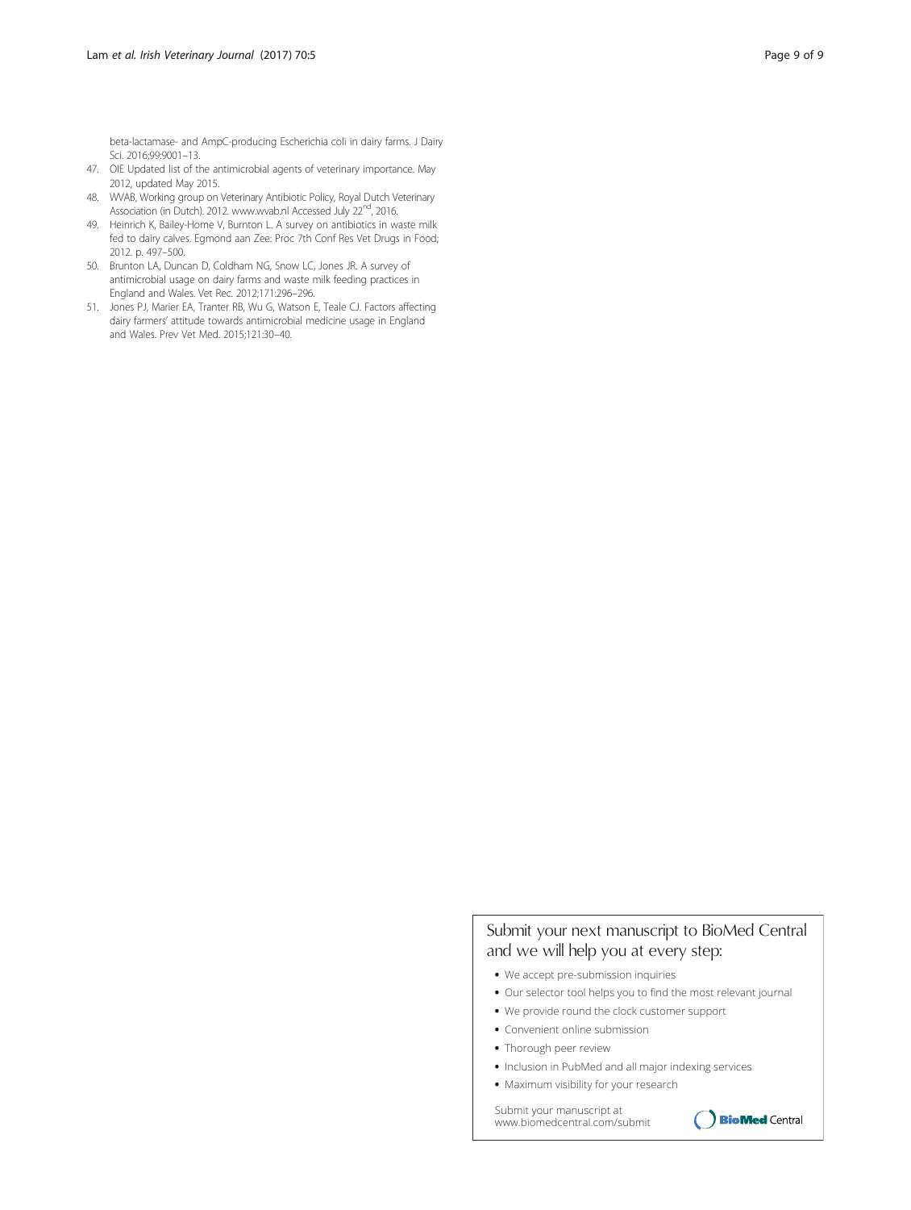beta-lactamase- and AmpC-producing Escherichia coli in dairy farms. J Dairy Sci. 2016;99:9001–13.

47. OIE Updated list of the antimicrobial agents of veterinary importance. May 2012, updated May 2015.
48. WVAB, Working group on Veterinary Antibiotic Policy, Royal Dutch Veterinary Association (in Dutch). 2012. www.wvab.nl Accessed July 22nd, 2016.
49. Heinrich K, Bailey-Horne V, Burnton L. A survey on antibiotics in waste milk fed to dairy calves. Egmond aan Zee: Proc 7th Conf Res Vet Drugs in Food; 2012. p. 497–500.
50. Brunton LA, Duncan D, Coldham NG, Snow LC, Jones JR. A survey of antimicrobial usage on dairy farms and waste milk feeding practices in England and Wales. Vet Rec. 2012;171:296–296.
51. Jones PJ, Marier EA, Tranter RB, Wu G, Watson E, Teale CJ. Factors affecting dairy farmers' attitude towards antimicrobial medicine usage in England and Wales. Prev Vet Med. 2015;121:30–40.

Submit your next manuscript to BioMed Central and we will help you at every step:

- We accept pre-submission inquiries
- Our selector tool helps you to find the most relevant journal
- We provide round the clock customer support
- Convenient online submission
- Thorough peer review
- Inclusion in PubMed and all major indexing services
- Maximum visibility for your research

Submit your manuscript at www.biomedcentral.com/submit

BioMed Central